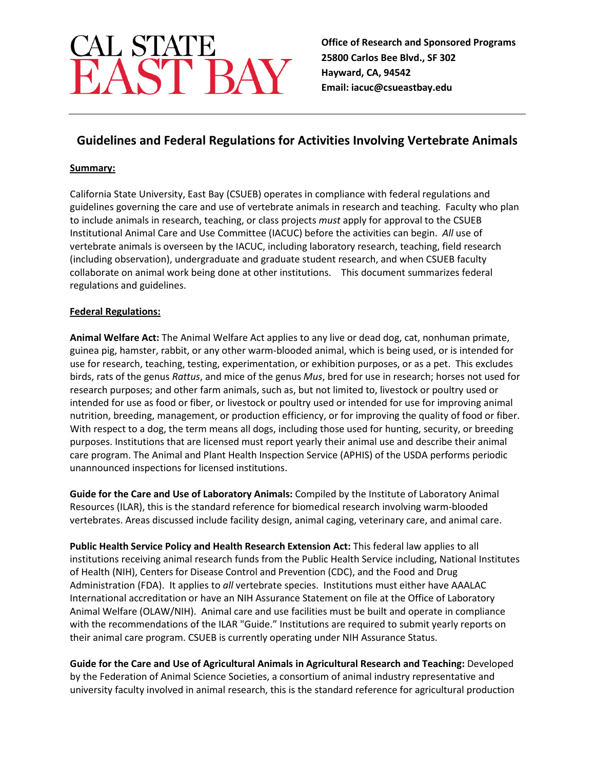CAL STATE EAST BAY

**Office of Research and Sponsored Programs**
**25800 Carlos Bee Blvd., SF 302**
**Hayward, CA, 94542**
**Email: iacuc@csueastbay.edu**

---

## Guidelines and Federal Regulations for Activities Involving Vertebrate Animals

**Summary:**

California State University, East Bay (CSUEB) operates in compliance with federal regulations and guidelines governing the care and use of vertebrate animals in research and teaching. Faculty who plan to include animals in research, teaching, or class projects *must* apply for approval to the CSUEB Institutional Animal Care and Use Committee (IACUC) before the activities can begin. *All* use of vertebrate animals is overseen by the IACUC, including laboratory research, teaching, field research (including observation), undergraduate and graduate student research, and when CSUEB faculty collaborate on animal work being done at other institutions. This document summarizes federal regulations and guidelines.

**Federal Regulations:**

**Animal Welfare Act:** The Animal Welfare Act applies to any live or dead dog, cat, nonhuman primate, guinea pig, hamster, rabbit, or any other warm-blooded animal, which is being used, or is intended for use for research, teaching, testing, experimentation, or exhibition purposes, or as a pet. This excludes birds, rats of the genus *Rattus*, and mice of the genus *Mus*, bred for use in research; horses not used for research purposes; and other farm animals, such as, but not limited to, livestock or poultry used or intended for use as food or fiber, or livestock or poultry used or intended for use for improving animal nutrition, breeding, management, or production efficiency, or for improving the quality of food or fiber. With respect to a dog, the term means all dogs, including those used for hunting, security, or breeding purposes. Institutions that are licensed must report yearly their animal use and describe their animal care program. The Animal and Plant Health Inspection Service (APHIS) of the USDA performs periodic unannounced inspections for licensed institutions.

**Guide for the Care and Use of Laboratory Animals:** Compiled by the Institute of Laboratory Animal Resources (ILAR), this is the standard reference for biomedical research involving warm-blooded vertebrates. Areas discussed include facility design, animal caging, veterinary care, and animal care.

**Public Health Service Policy and Health Research Extension Act:** This federal law applies to all institutions receiving animal research funds from the Public Health Service including, National Institutes of Health (NIH), Centers for Disease Control and Prevention (CDC), and the Food and Drug Administration (FDA). It applies to *all* vertebrate species. Institutions must either have AAALAC International accreditation or have an NIH Assurance Statement on file at the Office of Laboratory Animal Welfare (OLAW/NIH). Animal care and use facilities must be built and operate in compliance with the recommendations of the ILAR "Guide." Institutions are required to submit yearly reports on their animal care program. CSUEB is currently operating under NIH Assurance Status.

**Guide for the Care and Use of Agricultural Animals in Agricultural Research and Teaching:** Developed by the Federation of Animal Science Societies, a consortium of animal industry representative and university faculty involved in animal research, this is the standard reference for agricultural production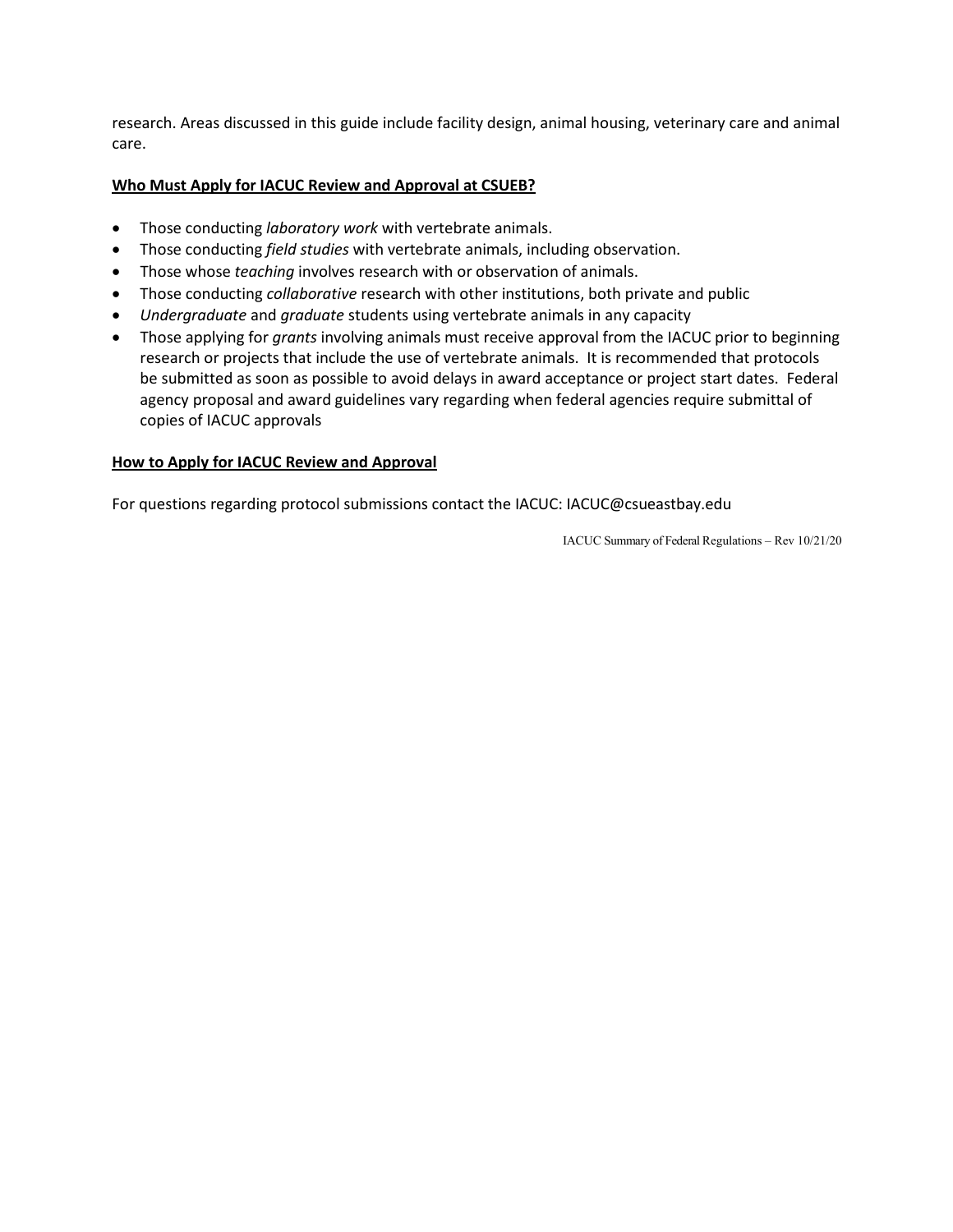research. Areas discussed in this guide include facility design, animal housing, veterinary care and animal care.

**Who Must Apply for IACUC Review and Approval at CSUEB?**

- Those conducting *laboratory work* with vertebrate animals.
- Those conducting *field studies* with vertebrate animals, including observation.
- Those whose *teaching* involves research with or observation of animals.
- Those conducting *collaborative* research with other institutions, both private and public
- *Undergraduate* and *graduate* students using vertebrate animals in any capacity
- Those applying for *grants* involving animals must receive approval from the IACUC prior to beginning research or projects that include the use of vertebrate animals. It is recommended that protocols be submitted as soon as possible to avoid delays in award acceptance or project start dates. Federal agency proposal and award guidelines vary regarding when federal agencies require submittal of copies of IACUC approvals

**How to Apply for IACUC Review and Approval**

For questions regarding protocol submissions contact the IACUC: IACUC@csueastbay.edu

IACUC Summary of Federal Regulations – Rev 10/21/20